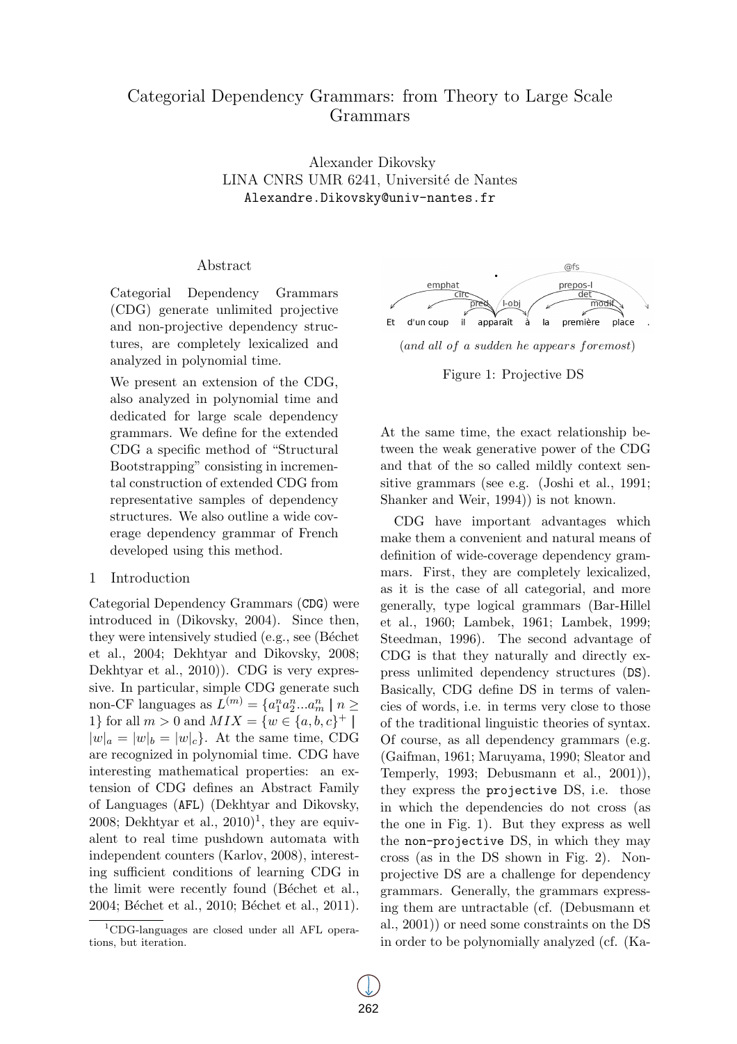# Categorial Dependency Grammars: from Theory to Large Scale Grammars

Alexander Dikovsky
LINA CNRS UMR 6241, Université de Nantes
Alexandre.Dikovsky@univ-nantes.fr

## Abstract

Categorial Dependency Grammars (CDG) generate unlimited projective and non-projective dependency structures, are completely lexicalized and analyzed in polynomial time.

We present an extension of the CDG, also analyzed in polynomial time and dedicated for large scale dependency grammars. We define for the extended CDG a specific method of "Structural Bootstrapping" consisting in incremental construction of extended CDG from representative samples of dependency structures. We also outline a wide coverage dependency grammar of French developed using this method.

## 1 Introduction

Categorial Dependency Grammars (CDG) were introduced in (Dikovsky, 2004). Since then, they were intensively studied (e.g., see (Béchet et al., 2004; Dekhtyar and Dikovsky, 2008; Dekhtyar et al., 2010)). CDG is very expressive. In particular, simple CDG generate such non-CF languages as $L^{(m)} = \{a_1^n a_2^n ... a_m^n \mid n \geq 1\}$ for all $m > 0$ and $MIX = \{w \in \{a, b, c\}^+ \mid |w|_a = |w|_b = |w|_c\}$. At the same time, CDG are recognized in polynomial time. CDG have interesting mathematical properties: an extension of CDG defines an Abstract Family of Languages (AFL) (Dekhtyar and Dikovsky, 2008; Dekhtyar et al., 2010)[1], they are equivalent to real time pushdown automata with independent counters (Karlov, 2008), interesting sufficient conditions of learning CDG in the limit were recently found (Béchet et al., 2004; Béchet et al., 2010; Béchet et al., 2011).

[1]CDG-languages are closed under all AFL operations, but iteration.

Et d'un coup il apparaît à la première place .

(*and all of a sudden he appears foremost*)

Figure 1: Projective DS

At the same time, the exact relationship between the weak generative power of the CDG and that of the so called mildly context sensitive grammars (see e.g. (Joshi et al., 1991; Shanker and Weir, 1994)) is not known.

CDG have important advantages which make them a convenient and natural means of definition of wide-coverage dependency grammars. First, they are completely lexicalized, as it is the case of all categorial, and more generally, type logical grammars (Bar-Hillel et al., 1960; Lambek, 1961; Lambek, 1999; Steedman, 1996). The second advantage of CDG is that they naturally and directly express unlimited dependency structures (DS). Basically, CDG define DS in terms of valencies of words, i.e. in terms very close to those of the traditional linguistic theories of syntax. Of course, as all dependency grammars (e.g. (Gaifman, 1961; Maruyama, 1990; Sleator and Temperly, 1993; Debusmann et al., 2001)), they express the projective DS, i.e. those in which the dependencies do not cross (as the one in Fig. 1). But they express as well the non-projective DS, in which they may cross (as in the DS shown in Fig. 2). Non-projective DS are a challenge for dependency grammars. Generally, the grammars expressing them are untractable (cf. (Debusmann et al., 2001)) or need some constraints on the DS in order to be polynomially analyzed (cf. (Ka-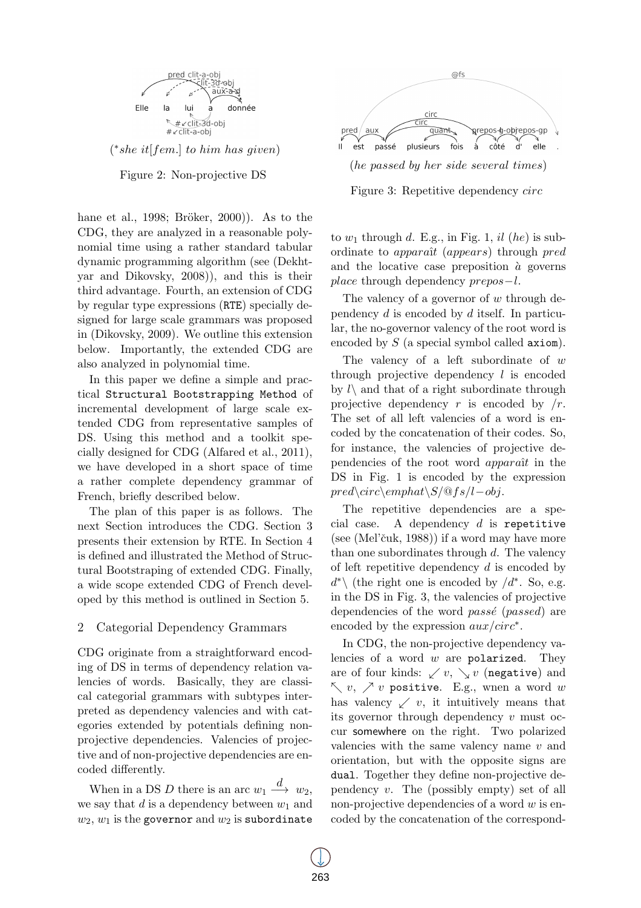(*she it[fem.] to him has given*)

Figure 2: Non-projective DS

(*he passed by her side several times*)

Figure 3: Repetitive dependency *circ*

hane et al., 1998; Bröker, 2000)). As to the CDG, they are analyzed in a reasonable polynomial time using a rather standard tabular dynamic programming algorithm (see (Dekhtyar and Dikovsky, 2008)), and this is their third advantage. Fourth, an extension of CDG by regular type expressions (RTE) specially designed for large scale grammars was proposed in (Dikovsky, 2009). We outline this extension below. Importantly, the extended CDG are also analyzed in polynomial time.

In this paper we define a simple and practical Structural Bootstrapping Method of incremental development of large scale extended CDG from representative samples of DS. Using this method and a toolkit specially designed for CDG (Alfared et al., 2011), we have developed in a short space of time a rather complete dependency grammar of French, briefly described below.

The plan of this paper is as follows. The next Section introduces the CDG. Section 3 presents their extension by RTE. In Section 4 is defined and illustrated the Method of Structural Bootstraping of extended CDG. Finally, a wide scope extended CDG of French developed by this method is outlined in Section 5.

## 2 Categorial Dependency Grammars

CDG originate from a straightforward encoding of DS in terms of dependency relation valencies of words. Basically, they are classical categorial grammars with subtypes interpreted as dependency valencies and with categories extended by potentials defining non-projective dependencies. Valencies of projective and of non-projective dependencies are encoded differently.

When in a DS $D$ there is an arc $w_1 \xrightarrow{d} w_2$, we say that $d$ is a dependency between $w_1$ and $w_2$, $w_1$ is the governor and $w_2$ is subordinate to $w_1$ through $d$. E.g., in Fig. 1, *il* (*he*) is subordinate to *apparaît* (*appears*) through *pred* and the locative case preposition *à* governs *place* through dependency $prepos-l$.

The valency of a governor of $w$ through dependency $d$ is encoded by $d$ itself. In particular, the no-governor valency of the root word is encoded by $S$ (a special symbol called axiom).

The valency of a left subordinate of $w$ through projective dependency $l$ is encoded by $l\backslash$ and that of a right subordinate through projective dependency $r$ is encoded by $/r$. The set of all left valencies of a word is encoded by the concatenation of their codes. So, for instance, the valencies of projective dependencies of the root word *apparaît* in the DS in Fig. 1 is encoded by the expression $pred\backslash circ\backslash emphat\backslash S/@fs/l-obj$.

The repetitive dependencies are a special case. A dependency $d$ is repetitive (see (Mel'čuk, 1988)) if a word may have more than one subordinates through $d$. The valency of left repetitive dependency $d$ is encoded by $d^*\backslash$ (the right one is encoded by $/d^*$. So, e.g. in the DS in Fig. 3, the valencies of projective dependencies of the word *passé* (*passed*) are encoded by the expression $aux/circ^*$.

In CDG, the non-projective dependency valencies of a word $w$ are polarized. They are of four kinds: $\swarrow v$, $\searrow v$ (negative) and $\nwarrow v$, $\nearrow v$ positive. E.g., wnen a word $w$ has valency $\swarrow v$, it intuitively means that its governor through dependency $v$ must occur somewhere on the right. Two polarized valencies with the same valency name $v$ and orientation, but with the opposite signs are dual. Together they define non-projective dependency $v$. The (possibly empty) set of all non-projective dependencies of a word $w$ is encoded by the concatenation of the correspond-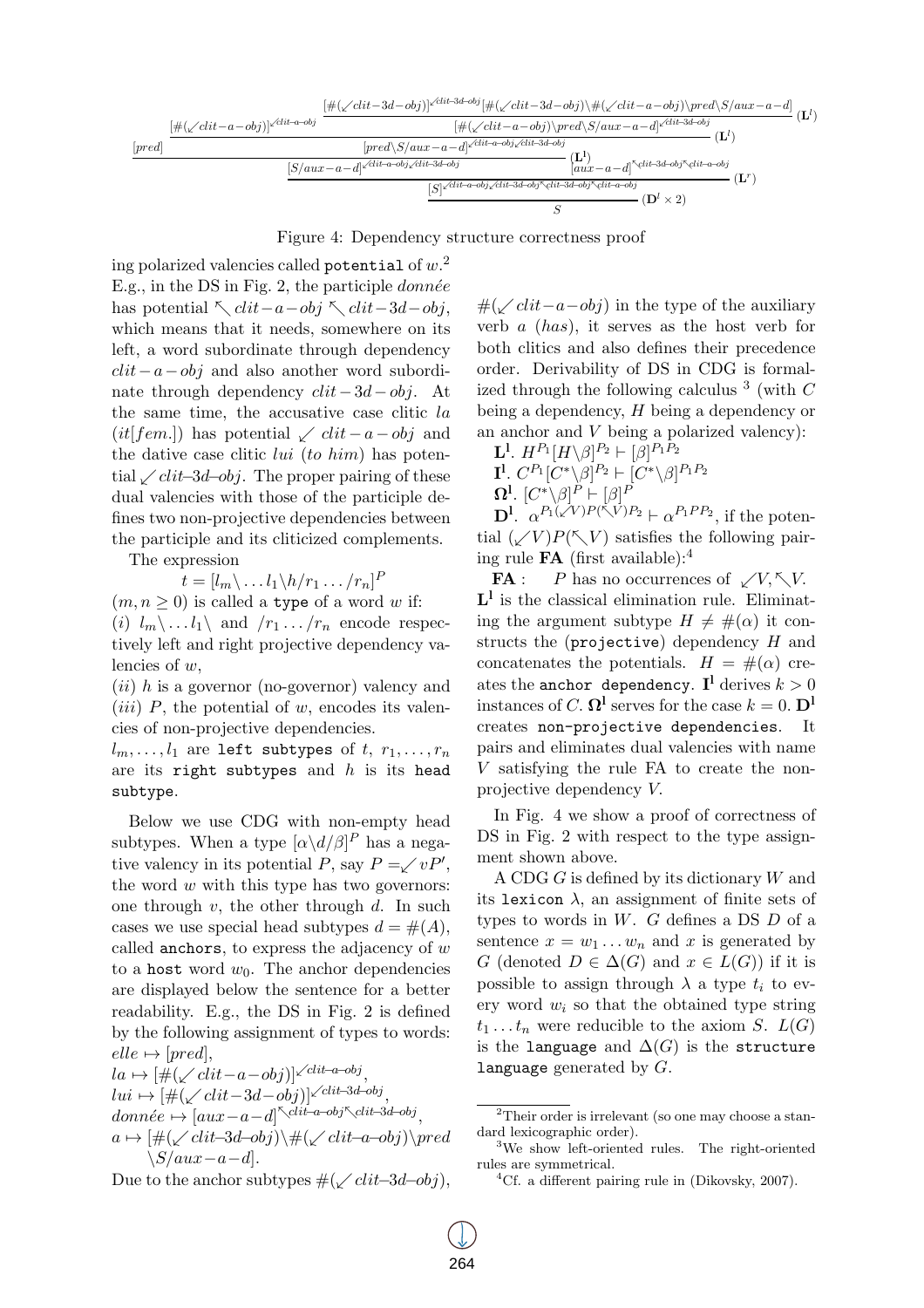$$\dfrac{[pred] \quad \dfrac{\dfrac{[\#(\swarrow clit{-}a{-}obj)]^{\swarrow clit\text{-}a\text{-}obj} \quad \dfrac{[\#(\swarrow clit{-}3d{-}obj)]^{\swarrow clit\text{-}3d\text{-}obj}[\#(\swarrow clit{-}3d{-}obj)\backslash\#(\swarrow clit{-}a{-}obj)\backslash pred\backslash S/aux{-}a{-}d]}{[\#(\swarrow clit{-}a{-}obj)\backslash pred\backslash S/aux{-}a{-}d]^{\swarrow clit\text{-}3d\text{-}obj}}\ (\mathbf{L}^l)}{[pred\backslash S/aux{-}a{-}d]^{\swarrow clit\text{-}a\text{-}obj\swarrow clit\text{-}3d\text{-}obj}}\ (\mathbf{L}^l)}{[S/aux{-}a{-}d]^{\swarrow clit\text{-}a\text{-}obj\swarrow clit\text{-}3d\text{-}obj}}\ (\mathbf{L}^l)$$

$$\dfrac{\dfrac{[S/aux{-}a{-}d]^{\swarrow clit\text{-}a\text{-}obj\swarrow clit\text{-}3d\text{-}obj} \quad [aux{-}a{-}d]^{\nwarrow clit\text{-}3d\text{-}obj\nwarrow clit\text{-}a\text{-}obj}}{[S]^{\swarrow clit\text{-}a\text{-}obj\swarrow clit\text{-}3d\text{-}obj\nwarrow clit\text{-}3d\text{-}obj\nwarrow clit\text{-}a\text{-}obj}}\ (\mathbf{L}^r)}{S}\ (\mathbf{D}^l \times 2)$$

Figure 4: Dependency structure correctness proof

ing polarized valencies called potential of $w$.[2] E.g., in the DS in Fig. 2, the participle *donnée* has potential $\nwarrow clit-a-obj \nwarrow clit-3d-obj$, which means that it needs, somewhere on its left, a word subordinate through dependency $clit-a-obj$ and also another word subordinate through dependency $clit-3d-obj$. At the same time, the accusative case clitic *la* (*it*[*fem.*]) has potential $\swarrow clit-a-obj$ and the dative case clitic *lui* (*to him*) has potential $\swarrow clit\text{–}3d\text{–}obj$. The proper pairing of these dual valencies with those of the participle defines two non-projective dependencies between the participle and its cliticized complements.

The expression

$$t = [l_m\backslash \ldots l_1\backslash h/r_1 \ldots /r_n]^P$$

$(m, n \geq 0)$ is called a type of a word $w$ if:
(*i*) $l_m\backslash \ldots l_1\backslash$ and $/r_1 \ldots /r_n$ encode respectively left and right projective dependency valencies of $w$,
(*ii*) $h$ is a governor (no-governor) valency and
(*iii*) $P$, the potential of $w$, encodes its valencies of non-projective dependencies.
$l_m, \ldots, l_1$ are left subtypes of $t$, $r_1, \ldots, r_n$ are its right subtypes and $h$ is its head subtype.

Below we use CDG with non-empty head subtypes. When a type $[\alpha\backslash d/\beta]^P$ has a negative valency in its potential $P$, say $P = \swarrow vP'$, the word $w$ with this type has two governors: one through $v$, the other through $d$. In such cases we use special head subtypes $d = \#(A)$, called anchors, to express the adjacency of $w$ to a host word $w_0$. The anchor dependencies are displayed below the sentence for a better readability. E.g., the DS in Fig. 2 is defined by the following assignment of types to words:
$elle \mapsto [pred]$,
$la \mapsto [\#(\swarrow clit-a-obj)]^{\swarrow clit\text{–}a\text{–}obj}$,
$lui \mapsto [\#(\swarrow clit-3d-obj)]^{\swarrow clit\text{–}3d\text{–}obj}$,
$donnée \mapsto [aux-a-d]^{\nwarrow clit\text{–}a\text{–}obj \nwarrow clit\text{–}3d\text{–}obj}$,
$a \mapsto [\#(\swarrow clit\text{–}3d\text{–}obj)\backslash\#(\swarrow clit\text{–}a\text{–}obj)\backslash pred \backslash S/aux-a-d]$.

Due to the anchor subtypes $\#(\swarrow clit\text{–}3d\text{–}obj)$, $\#(\swarrow clit-a-obj)$ in the type of the auxiliary verb *a* (*has*), it serves as the host verb for both clitics and also defines their precedence order. Derivability of DS in CDG is formalized through the following calculus [3] (with $C$ being a dependency, $H$ being a dependency or an anchor and $V$ being a polarized valency):

$\mathbf{L^l}$. $H^{P_1}[H\backslash\beta]^{P_2} \vdash [\beta]^{P_1P_2}$
$\mathbf{I^l}$. $C^{P_1}[C^*\backslash\beta]^{P_2} \vdash [C^*\backslash\beta]^{P_1P_2}$
$\mathbf{\Omega^l}$. $[C^*\backslash\beta]^P \vdash [\beta]^P$
$\mathbf{D^l}$. $\alpha^{P_1(\swarrow V)P(\nwarrow V)P_2} \vdash \alpha^{P_1PP_2}$, if the potential $(\swarrow V)P(\nwarrow V)$ satisfies the following pairing rule **FA** (first available):[4]

**FA** : $P$ has no occurrences of $\swarrow V, \nwarrow V$.

$\mathbf{L^l}$ is the classical elimination rule. Eliminating the argument subtype $H \neq \#(\alpha)$ it constructs the (projective) dependency $H$ and concatenates the potentials. $H = \#(\alpha)$ creates the anchor dependency. $\mathbf{I^l}$ derives $k > 0$ instances of $C$. $\mathbf{\Omega^l}$ serves for the case $k = 0$. $\mathbf{D^l}$ creates non-projective dependencies. It pairs and eliminates dual valencies with name $V$ satisfying the rule FA to create the non-projective dependency $V$.

In Fig. 4 we show a proof of correctness of DS in Fig. 2 with respect to the type assignment shown above.

A CDG $G$ is defined by its dictionary $W$ and its lexicon $\lambda$, an assignment of finite sets of types to words in $W$. $G$ defines a DS $D$ of a sentence $x = w_1 \ldots w_n$ and $x$ is generated by $G$ (denoted $D \in \Delta(G)$ and $x \in L(G)$) if it is possible to assign through $\lambda$ a type $t_i$ to every word $w_i$ so that the obtained type string $t_1 \ldots t_n$ were reducible to the axiom $S$. $L(G)$ is the language and $\Delta(G)$ is the structure language generated by $G$.

---

[2] Their order is irrelevant (so one may choose a standard lexicographic order).

[3] We show left-oriented rules. The right-oriented rules are symmetrical.

[4] Cf. a different pairing rule in (Dikovsky, 2007).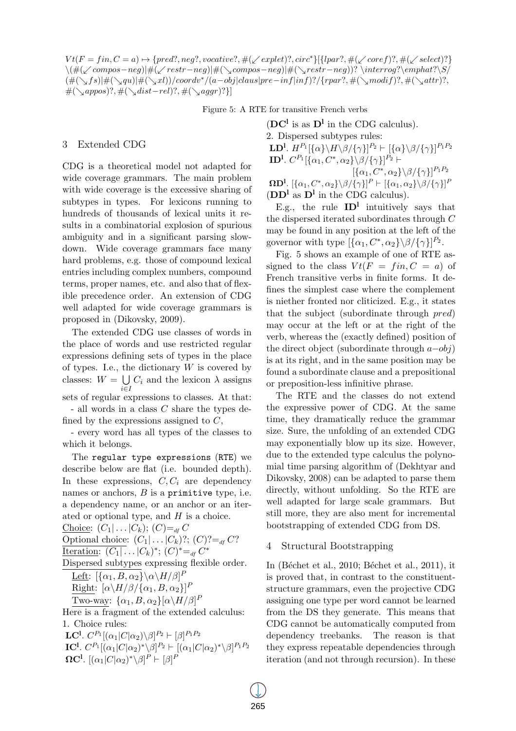$Vt(F=fin, C=a) \mapsto \{pred?, neg?, vocative?, \#(\swarrow explet)?, circ^*\}[\{lpar?, \#(\swarrow coref)?, \#(\swarrow select)?\}$
$\backslash(\#(\swarrow compos{-}neg)|\#(\swarrow restr{-}neg)|\#(\searrow compos{-}neg)|\#(\searrow restr{-}neg))? \backslash interrog? \backslash emphat? \backslash S/$
$(\#(\searrow fs)|\#(\searrow qu)|\#(\searrow xl))/coordv^*/(a{-}obj|claus|pre{-}inf|inf)?/\{rpar?, \#(\searrow modif)?, \#(\searrow attr)?,$
$\#(\searrow appos)?, \#(\searrow dist{-}rel)?, \#(\searrow aggr)?\}]$

Figure 5: A RTE for transitive French verbs

## 3 Extended CDG

CDG is a theoretical model not adapted for wide coverage grammars. The main problem with wide coverage is the excessive sharing of subtypes in types. For lexicons running to hundreds of thousands of lexical units it results in a combinatorial explosion of spurious ambiguity and in a significant parsing slowdown. Wide coverage grammars face many hard problems, e.g. those of compound lexical entries including complex numbers, compound terms, proper names, etc. and also that of flexible precedence order. An extension of CDG well adapted for wide coverage grammars is proposed in (Dikovsky, 2009).

The extended CDG use classes of words in the place of words and use restricted regular expressions defining sets of types in the place of types. I.e., the dictionary $W$ is covered by classes: $W = \bigcup_{i \in I} C_i$ and the lexicon $\lambda$ assigns sets of regular expressions to classes. At that:

- all words in a class $C$ share the types defined by the expressions assigned to $C$,
- every word has all types of the classes to which it belongs.

The `regular type expressions` (`RTE`) we describe below are flat (i.e. bounded depth). In these expressions, $C, C_i$ are dependency names or anchors, $B$ is a `primitive` type, i.e. a dependency name, or an anchor or an iterated or optional type, and $H$ is a choice.

Choice: $(C_1|\ldots|C_k)$; $(C) =_{df} C$
Optional choice: $(C_1|\ldots|C_k)?$; $(C)? =_{df} C?$
Iteration: $(C_1|\ldots|C_k)^*$; $(C)^* =_{df} C^*$
Dispersed subtypes expressing flexible order.
Left: $[\{\alpha_1, B, \alpha_2\}\backslash\alpha\backslash H/\beta]^P$
Right: $[\alpha\backslash H/\beta/\{\alpha_1, B, \alpha_2\}]^P$
Two-way: $\{\alpha_1, B, \alpha_2\}[\alpha\backslash H/\beta]^P$

Here is a fragment of the extended calculus:

1. Choice rules:

$\mathbf{LC^l}$. $C^{P_1}[(\alpha_1|C|\alpha_2)\backslash\beta]^{P_2} \vdash [\beta]^{P_1P_2}$
$\mathbf{IC^l}$. $C^{P_1}[(\alpha_1|C|\alpha_2)^*\backslash\beta]^{P_2} \vdash [(\alpha_1|C|\alpha_2)^*\backslash\beta]^{P_1P_2}$
$\mathbf{\Omega C^l}$. $[(\alpha_1|C|\alpha_2)^*\backslash\beta]^P \vdash [\beta]^P$
($\mathbf{DC^l}$ is as $\mathbf{D^l}$ in the CDG calculus).

2. Dispersed subtypes rules:

$\mathbf{LD^l}$. $H^{P_1}[\{\alpha\}\backslash H\backslash\beta/\{\gamma\}]^{P_2} \vdash [\{\alpha\}\backslash\beta/\{\gamma\}]^{P_1P_2}$
$\mathbf{ID^l}$. $C^{P_1}[\{\alpha_1, C^*, \alpha_2\}\backslash\beta/\{\gamma\}]^{P_2} \vdash [\{\alpha_1, C^*, \alpha_2\}\backslash\beta/\{\gamma\}]^{P_1P_2}$
$\mathbf{\Omega D^l}$. $[\{\alpha_1, C^*, \alpha_2\}\backslash\beta/\{\gamma\}]^P \vdash [\{\alpha_1, \alpha_2\}\backslash\beta/\{\gamma\}]^P$
($\mathbf{DD^l}$ as $\mathbf{D^l}$ in the CDG calculus).

E.g., the rule $\mathbf{ID^l}$ intuitively says that the dispersed iterated subordinates through $C$ may be found in any position at the left of the governor with type $[\{\alpha_1, C^*, \alpha_2\}\backslash\beta/\{\gamma\}]^{P_2}$.

Fig. 5 shows an example of one of RTE assigned to the class $Vt(F=fin, C=a)$ of French transitive verbs in finite forms. It defines the simplest case where the complement is niether fronted nor cliticized. E.g., it states that the subject (subordinate through *pred*) may occur at the left or at the right of the verb, whereas the (exactly defined) position of the direct object (subordinate through *a–obj*) is at its right, and in the same position may be found a subordinate clause and a prepositional or preposition-less infinitive phrase.

The RTE and the classes do not extend the expressive power of CDG. At the same time, they dramatically reduce the grammar size. Sure, the unfolding of an extended CDG may exponentially blow up its size. However, due to the extended type calculus the polynomial time parsing algorithm of (Dekhtyar and Dikovsky, 2008) can be adapted to parse them directly, without unfolding. So the RTE are well adapted for large scale grammars. But still more, they are also ment for incremental bootstrapping of extended CDG from DS.

## 4 Structural Bootstrapping

In (Béchet et al., 2010; Béchet et al., 2011), it is proved that, in contrast to the constituent-structure grammars, even the projective CDG assigning one type per word cannot be learned from the DS they generate. This means that CDG cannot be automatically computed from dependency treebanks. The reason is that they express repeatable dependencies through iteration (and not through recursion). In these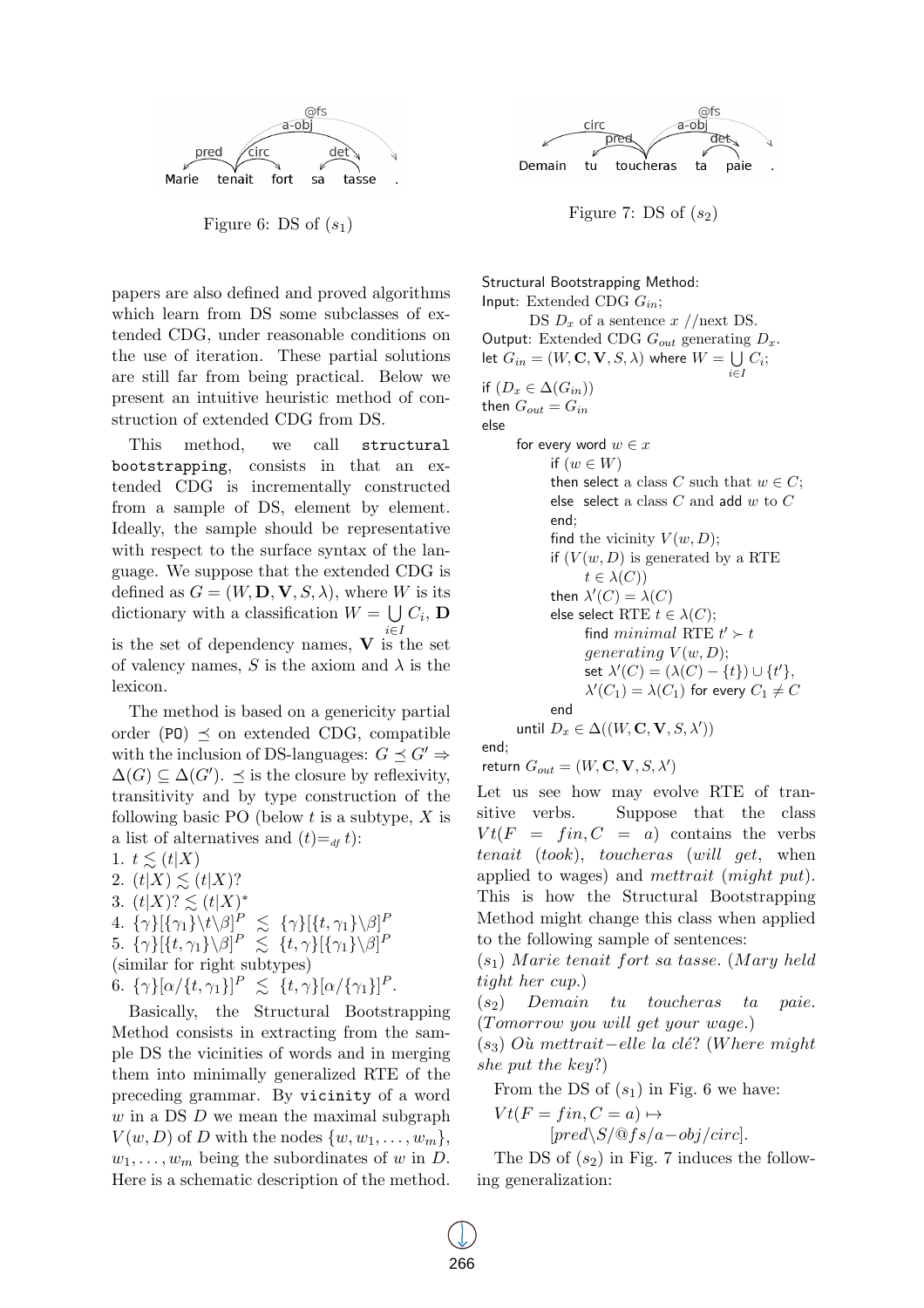Figure 6: DS of $(s_1)$

Figure 7: DS of $(s_2)$

papers are also defined and proved algorithms which learn from DS some subclasses of extended CDG, under reasonable conditions on the use of iteration. These partial solutions are still far from being practical. Below we present an intuitive heuristic method of construction of extended CDG from DS.

This method, we call `structural bootstrapping`, consists in that an extended CDG is incrementally constructed from a sample of DS, element by element. Ideally, the sample should be representative with respect to the surface syntax of the language. We suppose that the extended CDG is defined as $G = (W, \mathbf{D}, \mathbf{V}, S, \lambda)$, where $W$ is its dictionary with a classification $W = \bigcup_{i \in I} C_i$, $\mathbf{D}$ is the set of dependency names, $\mathbf{V}$ is the set of valency names, $S$ is the axiom and $\lambda$ is the lexicon.

The method is based on a genericity partial order (PO) $\preceq$ on extended CDG, compatible with the inclusion of DS-languages: $G \preceq G' \Rightarrow \Delta(G) \subseteq \Delta(G')$. $\preceq$ is the closure by reflexivity, transitivity and by type construction of the following basic PO (below $t$ is a subtype, $X$ is a list of alternatives and $(t) =_{df} t$):

1. $t \lesssim (t|X)$
2. $(t|X) \lesssim (t|X)?$
3. $(t|X)? \lesssim (t|X)^*$
4. $\{\gamma\}[\{\gamma_1\}\backslash t \backslash \beta]^P \lesssim \{\gamma\}[\{t, \gamma_1\}\backslash \beta]^P$
5. $\{\gamma\}[\{t, \gamma_1\}\backslash \beta]^P \lesssim \{t, \gamma\}[\{\gamma_1\}\backslash \beta]^P$

(similar for right subtypes)

6. $\{\gamma\}[\alpha / \{t, \gamma_1\}]^P \lesssim \{t, \gamma\}[\alpha / \{\gamma_1\}]^P$.

Basically, the Structural Bootstrapping Method consists in extracting from the sample DS the vicinities of words and in merging them into minimally generalized RTE of the preceding grammar. By `vicinity` of a word $w$ in a DS $D$ we mean the maximal subgraph $V(w, D)$ of $D$ with the nodes $\{w, w_1, \ldots, w_m\}$, $w_1, \ldots, w_m$ being the subordinates of $w$ in $D$. Here is a schematic description of the method.

```
Structural Bootstrapping Method:
Input: Extended CDG G_in;
       DS D_x of a sentence x //next DS.
Output: Extended CDG G_out generating D_x.
let G_in = (W, C, V, S, λ) where W = ⋃_{i∈I} C_i;
if (D_x ∈ Δ(G_in))
then G_out = G_in
else
    for every word w ∈ x
        if (w ∈ W)
        then select a class C such that w ∈ C;
        else select a class C and add w to C
        end;
        find the vicinity V(w, D);
        if (V(w, D) is generated by a RTE
              t ∈ λ(C))
        then λ'(C) = λ(C)
        else select RTE t ∈ λ(C);
              find minimal RTE t' ≻ t
              generating V(w, D);
              set λ'(C) = (λ(C) − {t}) ∪ {t'},
              λ'(C_1) = λ(C_1) for every C_1 ≠ C
        end
    until D_x ∈ Δ((W, C, V, S, λ'))
end;
return G_out = (W, C, V, S, λ')
```

Let us see how may evolve RTE of transitive verbs. Suppose that the class $Vt(F = fin, C = a)$ contains the verbs *tenait* (*took*), *toucheras* (*will get*, when applied to wages) and *mettrait* (*might put*). This is how the Structural Bootstrapping Method might change this class when applied to the following sample of sentences:

$(s_1)$ *Marie tenait fort sa tasse.* (*Mary held tight her cup.*)

$(s_2)$ *Demain tu toucheras ta paie.* (*Tomorrow you will get your wage.*)

$(s_3)$ *Où mettrait−elle la clé?* (*Where might she put the key?*)

From the DS of $(s_1)$ in Fig. 6 we have:

$Vt(F = fin, C = a) \mapsto$
$[pred \backslash S / @fs / a{-}obj / circ]$.

The DS of $(s_2)$ in Fig. 7 induces the following generalization: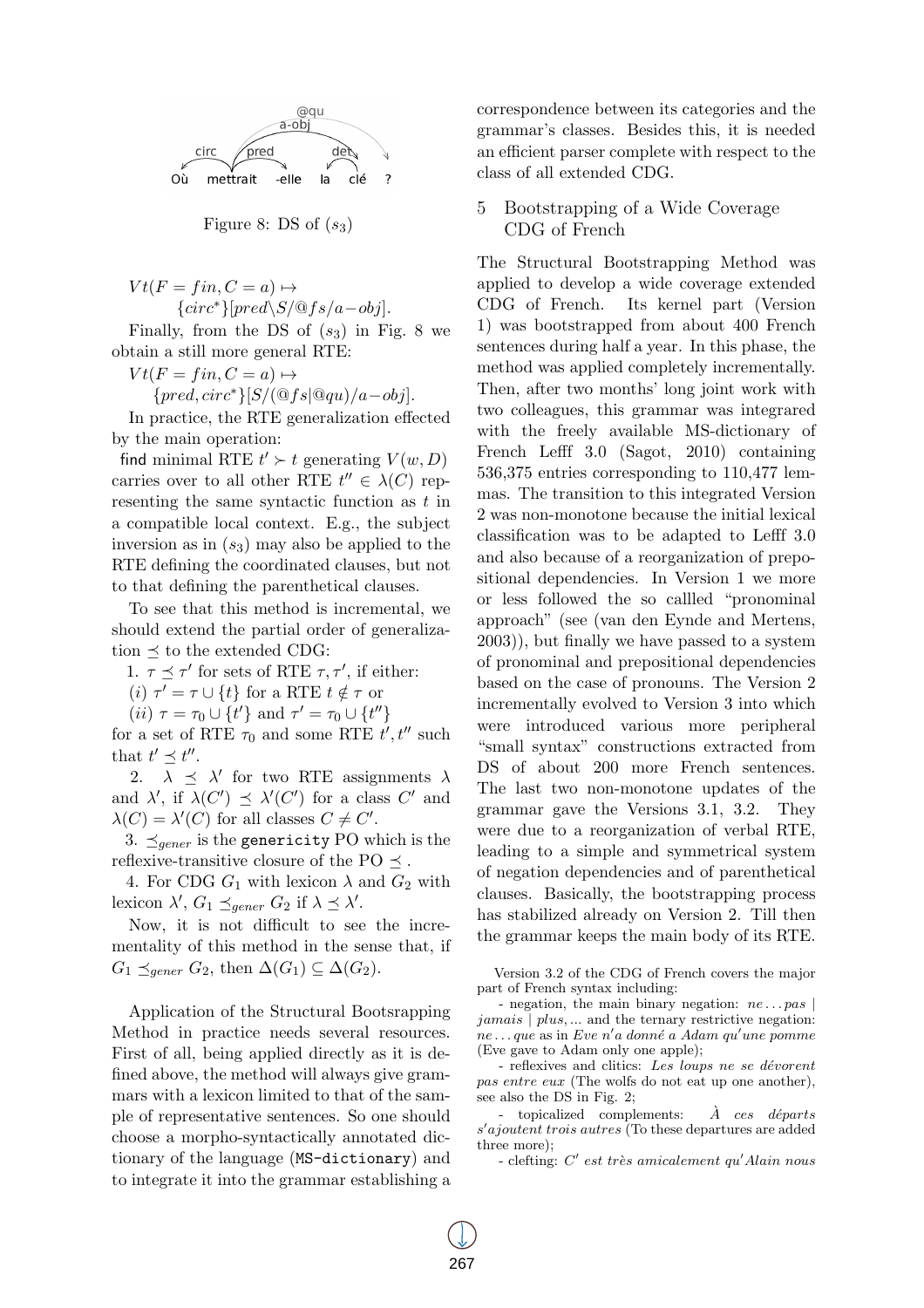Figure 8: DS of $(s_3)$

$Vt(F = fin, C = a) \mapsto$
$\{circ^*\}[pred\backslash S/@fs/a{-}obj]$.

Finally, from the DS of $(s_3)$ in Fig. 8 we obtain a still more general RTE:

$Vt(F = fin, C = a) \mapsto$
$\{pred, circ^*\}[S/(@fs|@qu)/a{-}obj]$.

In practice, the RTE generalization effected by the main operation:

find minimal RTE $t' \succ t$ generating $V(w, D)$ carries over to all other RTE $t'' \in \lambda(C)$ representing the same syntactic function as $t$ in a compatible local context. E.g., the subject inversion as in $(s_3)$ may also be applied to the RTE defining the coordinated clauses, but not to that defining the parenthetical clauses.

To see that this method is incremental, we should extend the partial order of generalization $\preceq$ to the extended CDG:

1. $\tau \preceq \tau'$ for sets of RTE $\tau, \tau'$, if either:
(*i*) $\tau' = \tau \cup \{t\}$ for a RTE $t \notin \tau$ or
(*ii*) $\tau = \tau_0 \cup \{t'\}$ and $\tau' = \tau_0 \cup \{t''\}$
for a set of RTE $\tau_0$ and some RTE $t', t''$ such that $t' \preceq t''$.

2. $\lambda \preceq \lambda'$ for two RTE assignments $\lambda$ and $\lambda'$, if $\lambda(C') \preceq \lambda'(C')$ for a class $C'$ and $\lambda(C) = \lambda'(C)$ for all classes $C \neq C'$.

3. $\preceq_{gener}$ is the `genericity` PO which is the reflexive-transitive closure of the PO $\preceq$ .

4. For CDG $G_1$ with lexicon $\lambda$ and $G_2$ with lexicon $\lambda'$, $G_1 \preceq_{gener} G_2$ if $\lambda \preceq \lambda'$.

Now, it is not difficult to see the incrementality of this method in the sense that, if $G_1 \preceq_{gener} G_2$, then $\Delta(G_1) \subseteq \Delta(G_2)$.

Application of the Structural Bootsrapping Method in practice needs several resources. First of all, being applied directly as it is defined above, the method will always give grammars with a lexicon limited to that of the sample of representative sentences. So one should choose a morpho-syntactically annotated dictionary of the language (`MS-dictionary`) and to integrate it into the grammar establishing a correspondence between its categories and the grammar's classes. Besides this, it is needed an efficient parser complete with respect to the class of all extended CDG.

## 5 Bootstrapping of a Wide Coverage CDG of French

The Structural Bootstrapping Method was applied to develop a wide coverage extended CDG of French. Its kernel part (Version 1) was bootstrapped from about 400 French sentences during half a year. In this phase, the method was applied completely incrementally. Then, after two months' long joint work with two colleagues, this grammar was integrared with the freely available MS-dictionary of French Lefff 3.0 (Sagot, 2010) containing 536,375 entries corresponding to 110,477 lemmas. The transition to this integrated Version 2 was non-monotone because the initial lexical classification was to be adapted to Lefff 3.0 and also because of a reorganization of prepositional dependencies. In Version 1 we more or less followed the so callled "pronominal approach" (see (van den Eynde and Mertens, 2003)), but finally we have passed to a system of pronominal and prepositional dependencies based on the case of pronouns. The Version 2 incrementally evolved to Version 3 into which were introduced various more peripheral "small syntax" constructions extracted from DS of about 200 more French sentences. The last two non-monotone updates of the grammar gave the Versions 3.1, 3.2. They were due to a reorganization of verbal RTE, leading to a simple and symmetrical system of negation dependencies and of parenthetical clauses. Basically, the bootstrapping process has stabilized already on Version 2. Till then the grammar keeps the main body of its RTE.

Version 3.2 of the CDG of French covers the major part of French syntax including:

- negation, the main binary negation: *ne ... pas* | *jamais* | *plus*, ... and the ternary restrictive negation: *ne ... que* as in *Eve n'a donné a Adam qu'une pomme* (Eve gave to Adam only one apple);
- reflexives and clitics: *Les loups ne se dévorent pas entre eux* (The wolfs do not eat up one another), see also the DS in Fig. 2;
- topicalized complements: *À ces départs s'ajoutent trois autres* (To these departures are added three more);
- clefting: *C' est très amicalement qu'Alain nous*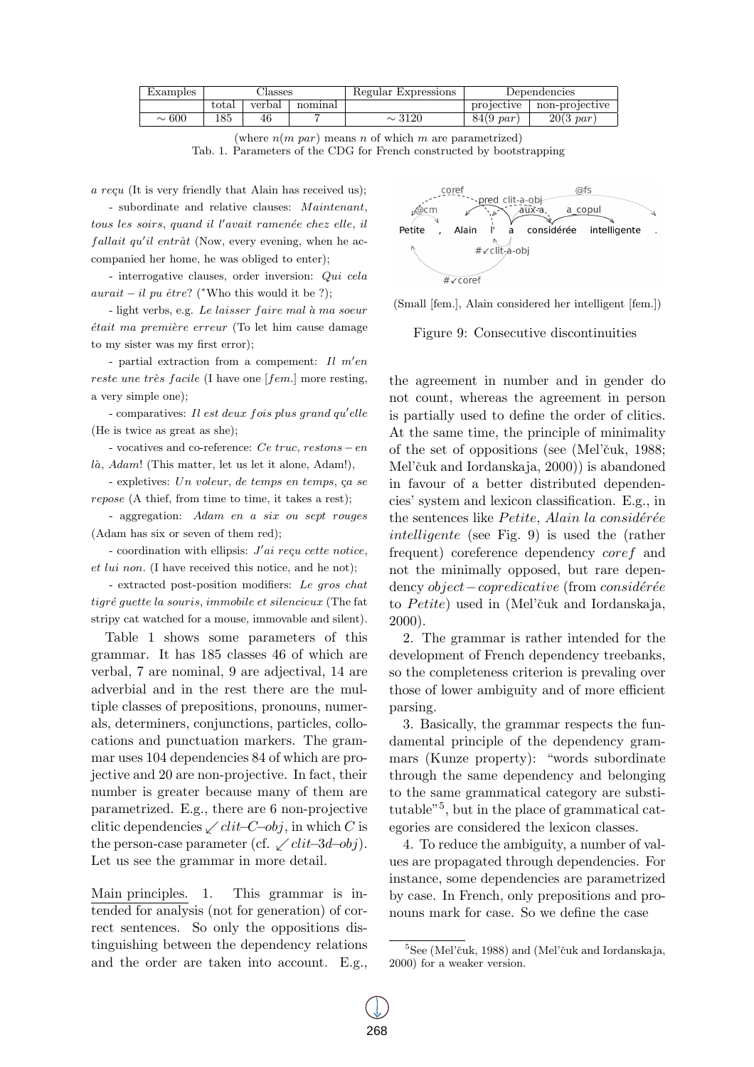| Examples | Classes | | | Regular Expressions | Dependencies | |
|---|---|---|---|---|---|---|
| | total | verbal | nominal | | projective | non-projective |
| $\sim 600$ | 185 | 46 | 7 | $\sim 3120$ | 84(9 *par*) | 20(3 *par*) |

(where $n(m\ par)$ means $n$ of which $m$ are parametrized)
Tab. 1. Parameters of the CDG for French constructed by bootstrapping

*a reçu* (It is very friendly that Alain has received us);

- subordinate and relative clauses: *Maintenant, tous les soirs, quand il l'avait ramenée chez elle, il fallait qu'il entrât* (Now, every evening, when he accompanied her home, he was obliged to enter);

- interrogative clauses, order inversion: *Qui cela aurait − il pu être*? (*Who this would it be ?);

- light verbs, e.g. *Le laisser faire mal à ma soeur était ma première erreur* (To let him cause damage to my sister was my first error);

- partial extraction from a compement: *Il m'en reste une très facile* (I have one [*fem.*] more resting, a very simple one);

- comparatives: *Il est deux fois plus grand qu'elle* (He is twice as great as she);

- vocatives and co-reference: *Ce truc, restons − en là, Adam*! (This matter, let us let it alone, Adam!),

- expletives: *Un voleur, de temps en temps, ça se repose* (A thief, from time to time, it takes a rest);

- aggregation: *Adam en a six ou sept rouges* (Adam has six or seven of them red);

- coordination with ellipsis: *J'ai reçu cette notice, et lui non.* (I have received this notice, and he not);

- extracted post-position modifiers: *Le gros chat tigré guette la souris, immobile et silencieux* (The fat stripy cat watched for a mouse, immovable and silent).

Table 1 shows some parameters of this grammar. It has 185 classes 46 of which are verbal, 7 are nominal, 9 are adjectival, 14 are adverbial and in the rest there are the multiple classes of prepositions, pronouns, numerals, determiners, conjunctions, particles, collocations and punctuation markers. The grammar uses 104 dependencies 84 of which are projective and 20 are non-projective. In fact, their number is greater because many of them are parametrized. E.g., there are 6 non-projective clitic dependencies $\swarrow clit\text{–}C\text{–}obj$, in which $C$ is the person-case parameter (cf. $\swarrow clit\text{–}3d\text{–}obj$). Let us see the grammar in more detail.

Main principles. 1. This grammar is intended for analysis (not for generation) of correct sentences. So only the oppositions distinguishing between the dependency relations and the order are taken into account. E.g., the agreement in number and in gender do not count, whereas the agreement in person is partially used to define the order of clitics. At the same time, the principle of minimality of the set of oppositions (see (Mel'čuk, 1988; Mel'čuk and Iordanskaja, 2000)) is abandoned in favour of a better distributed dependencies' system and lexicon classification. E.g., in the sentences like *Petite, Alain la considérée intelligente* (see Fig. 9) is used the (rather frequent) coreference dependency *coref* and not the minimally opposed, but rare dependency *object − copredicative* (from *considérée* to *Petite*) used in (Mel'čuk and Iordanskaja, 2000).

(Small [fem.], Alain considered her intelligent [fem.])

Figure 9: Consecutive discontinuities

2. The grammar is rather intended for the development of French dependency treebanks, so the completeness criterion is prevaling over those of lower ambiguity and of more efficient parsing.

3. Basically, the grammar respects the fundamental principle of the dependency grammars (Kunze property): "words subordinate through the same dependency and belonging to the same grammatical category are substitutable"[5], but in the place of grammatical categories are considered the lexicon classes.

4. To reduce the ambiguity, a number of values are propagated through dependencies. For instance, some dependencies are parametrized by case. In French, only prepositions and pronouns mark for case. So we define the case

[5] See (Mel'čuk, 1988) and (Mel'čuk and Iordanskaja, 2000) for a weaker version.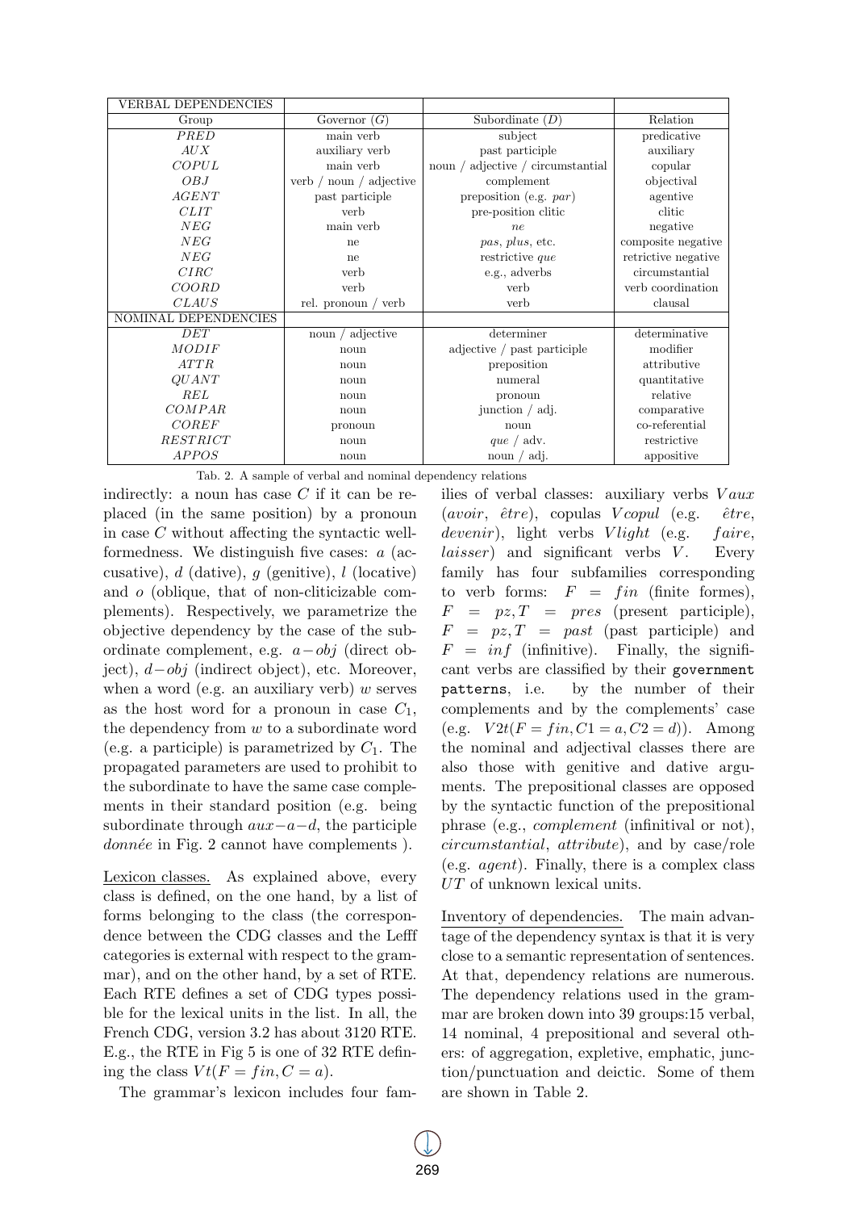| VERBAL DEPENDENCIES | | | |
|---|---|---|---|
| Group | Governor ($G$) | Subordinate ($D$) | Relation |
| *PRED* | main verb | subject | predicative |
| *AUX* | auxiliary verb | past participle | auxiliary |
| *COPUL* | main verb | noun / adjective / circumstantial | copular |
| *OBJ* | verb / noun / adjective | complement | objectival |
| *AGENT* | past participle | preposition (e.g. *par*) | agentive |
| *CLIT* | verb | pre-position clitic | clitic |
| *NEG* | main verb | *ne* | negative |
| *NEG* | ne | *pas*, *plus*, etc. | composite negative |
| *NEG* | ne | restrictive *que* | retrictive negative |
| *CIRC* | verb | e.g., adverbs | circumstantial |
| *COORD* | verb | verb | verb coordination |
| *CLAUS* | rel. pronoun / verb | verb | clausal |
| NOMINAL DEPENDENCIES | | | |
| *DET* | noun / adjective | determiner | determinative |
| *MODIF* | noun | adjective / past participle | modifier |
| *ATTR* | noun | preposition | attributive |
| *QUANT* | noun | numeral | quantitative |
| *REL* | noun | pronoun | relative |
| *COMPAR* | noun | junction / adj. | comparative |
| *COREF* | pronoun | noun | co-referential |
| *RESTRICT* | noun | *que* / adv. | restrictive |
| *APPOS* | noun | noun / adj. | appositive |

Tab. 2. A sample of verbal and nominal dependency relations

indirectly: a noun has case $C$ if it can be replaced (in the same position) by a pronoun in case $C$ without affecting the syntactic well-formedness. We distinguish five cases: $a$ (accusative), $d$ (dative), $g$ (genitive), $l$ (locative) and $o$ (oblique, that of non-cliticizable complements). Respectively, we parametrize the objective dependency by the case of the subordinate complement, e.g. $a-obj$ (direct object), $d-obj$ (indirect object), etc. Moreover, when a word (e.g. an auxiliary verb) $w$ serves as the host word for a pronoun in case $C_1$, the dependency from $w$ to a subordinate word (e.g. a participle) is parametrized by $C_1$. The propagated parameters are used to prohibit to the subordinate to have the same case complements in their standard position (e.g. being subordinate through $aux-a-d$, the participle *donnée* in Fig. 2 cannot have complements ).

Lexicon classes. As explained above, every class is defined, on the one hand, by a list of forms belonging to the class (the correspondence between the CDG classes and the Lefff categories is external with respect to the grammar), and on the other hand, by a set of RTE. Each RTE defines a set of CDG types possible for the lexical units in the list. In all, the French CDG, version 3.2 has about 3120 RTE. E.g., the RTE in Fig 5 is one of 32 RTE defining the class $Vt(F = fin, C = a)$.

The grammar's lexicon includes four families of verbal classes: auxiliary verbs $Vaux$ (*avoir*, *être*), copulas $Vcopul$ (e.g. *être*, *devenir*), light verbs $Vlight$ (e.g. *faire*, *laisser*) and significant verbs $V$. Every family has four subfamilies corresponding to verb forms: $F = fin$ (finite formes), $F = pz, T = pres$ (present participle), $F = pz, T = past$ (past participle) and $F = inf$ (infinitive). Finally, the significant verbs are classified by their `government patterns`, i.e. by the number of their complements and by the complements' case (e.g. $V2t(F = fin, C1 = a, C2 = d)$). Among the nominal and adjectival classes there are also those with genitive and dative arguments. The prepositional classes are opposed by the syntactic function of the prepositional phrase (e.g., *complement* (infinitival or not), *circumstantial*, *attribute*), and by case/role (e.g. *agent*). Finally, there is a complex class $UT$ of unknown lexical units.

Inventory of dependencies. The main advantage of the dependency syntax is that it is very close to a semantic representation of sentences. At that, dependency relations are numerous. The dependency relations used in the grammar are broken down into 39 groups:15 verbal, 14 nominal, 4 prepositional and several others: of aggregation, expletive, emphatic, junction/punctuation and deictic. Some of them are shown in Table 2.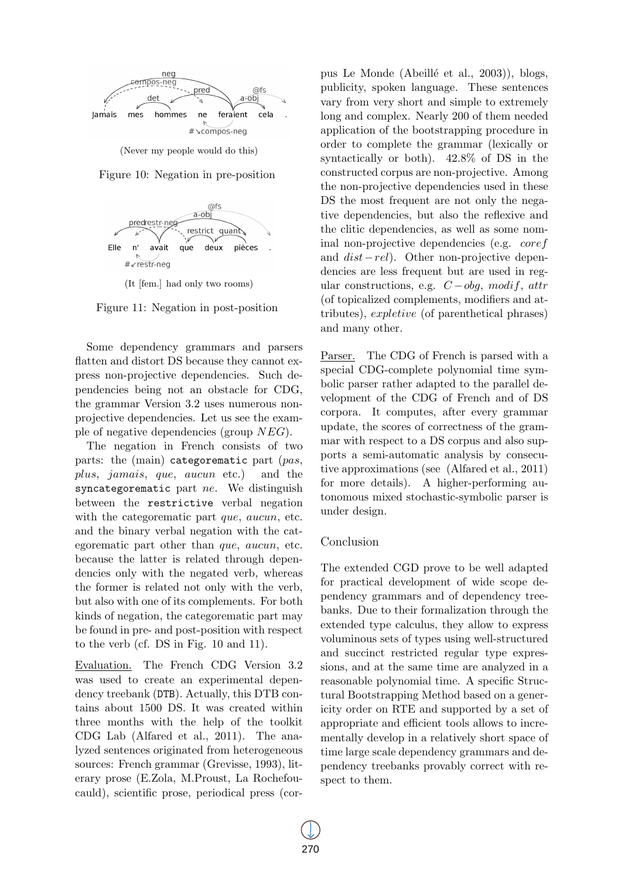(Never my people would do this)

Figure 10: Negation in pre-position

(It [fem.] had only two rooms)

Figure 11: Negation in post-position

Some dependency grammars and parsers flatten and distort DS because they cannot express non-projective dependencies. Such dependencies being not an obstacle for CDG, the grammar Version 3.2 uses numerous non-projective dependencies. Let us see the example of negative dependencies (group $NEG$).

The negation in French consists of two parts: the (main) `categorematic` part (*pas*, *plus*, *jamais*, *que*, *aucun* etc.) and the `syncategorematic` part *ne*. We distinguish between the `restrictive` verbal negation with the categorematic part *que*, *aucun*, etc. and the binary verbal negation with the categorematic part other than *que*, *aucun*, etc. because the latter is related through dependencies only with the negated verb, whereas the former is related not only with the verb, but also with one of its complements. For both kinds of negation, the categorematic part may be found in pre- and post-position with respect to the verb (cf. DS in Fig. 10 and 11).

Evaluation. The French CDG Version 3.2 was used to create an experimental dependency treebank (`DTB`). Actually, this DTB contains about 1500 DS. It was created within three months with the help of the toolkit CDG Lab (Alfared et al., 2011). The analyzed sentences originated from heterogeneous sources: French grammar (Grevisse, 1993), literary prose (E.Zola, M.Proust, La Rochefoucauld), scientific prose, periodical press (corpus Le Monde (Abeillé et al., 2003)), blogs, publicity, spoken language. These sentences vary from very short and simple to extremely long and complex. Nearly 200 of them needed application of the bootstrapping procedure in order to complete the grammar (lexically or syntactically or both). 42.8% of DS in the constructed corpus are non-projective. Among the non-projective dependencies used in these DS the most frequent are not only the negative dependencies, but also the reflexive and the clitic dependencies, as well as some nominal non-projective dependencies (e.g. $coref$ and $dist-rel$). Other non-projective dependencies are less frequent but are used in regular constructions, e.g. $C-obg$, $modif$, $attr$ (of topicalized complements, modifiers and attributes), $expletive$ (of parenthetical phrases) and many other.

Parser. The CDG of French is parsed with a special CDG-complete polynomial time symbolic parser rather adapted to the parallel development of the CDG of French and of DS corpora. It computes, after every grammar update, the scores of correctness of the grammar with respect to a DS corpus and also supports a semi-automatic analysis by consecutive approximations (see (Alfared et al., 2011) for more details). A higher-performing autonomous mixed stochastic-symbolic parser is under design.

## Conclusion

The extended CGD prove to be well adapted for practical development of wide scope dependency grammars and of dependency treebanks. Due to their formalization through the extended type calculus, they allow to express voluminous sets of types using well-structured and succinct restricted regular type expressions, and at the same time are analyzed in a reasonable polynomial time. A specific Structural Bootstrapping Method based on a genericity order on RTE and supported by a set of appropriate and efficient tools allows to incrementally develop in a relatively short space of time large scale dependency grammars and dependency treebanks provably correct with respect to them.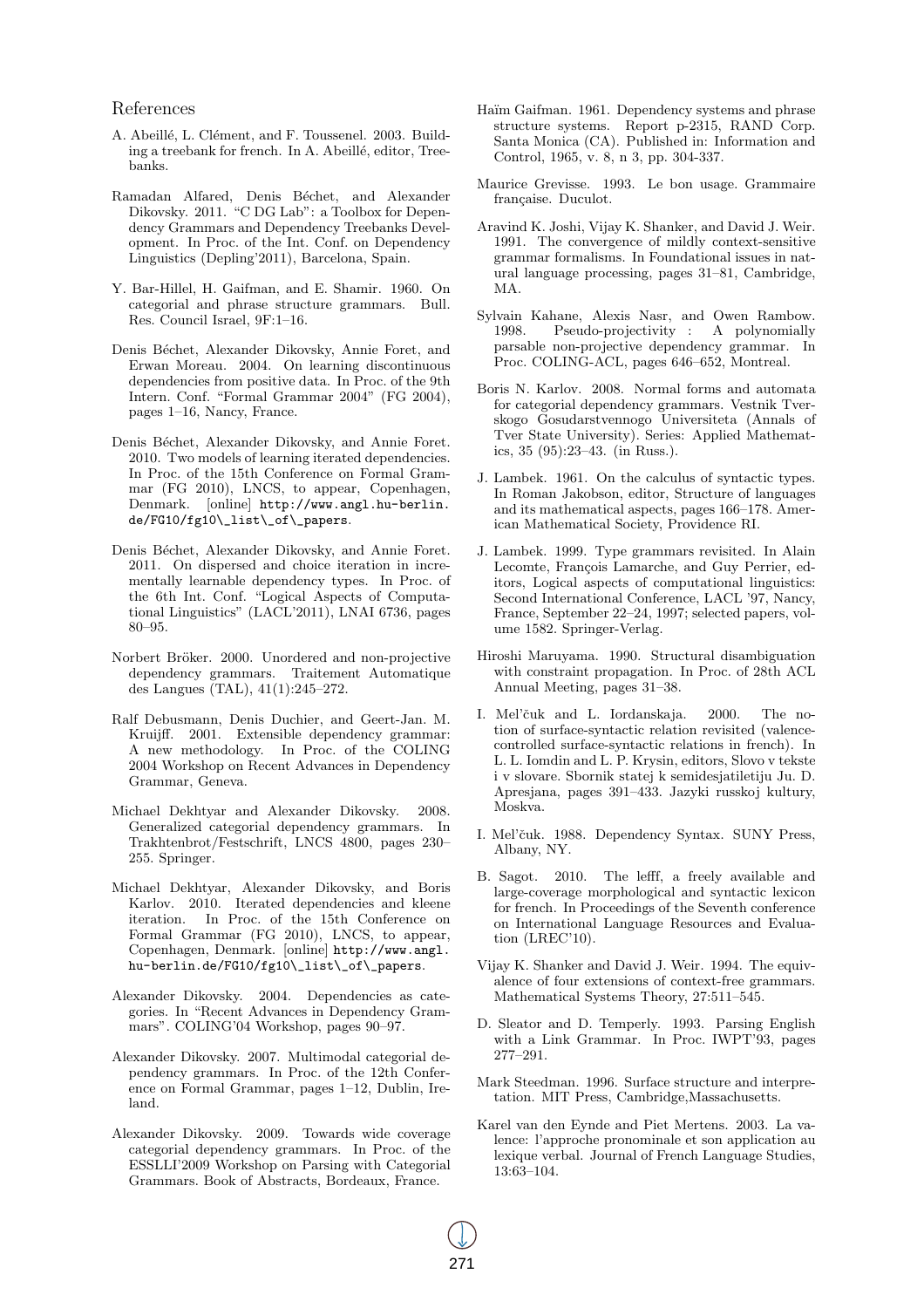## References

A. Abeillé, L. Clément, and F. Toussenel. 2003. Building a treebank for french. In A. Abeillé, editor, Treebanks.

Ramadan Alfared, Denis Béchet, and Alexander Dikovsky. 2011. "C DG Lab": a Toolbox for Dependency Grammars and Dependency Treebanks Development. In Proc. of the Int. Conf. on Dependency Linguistics (Depling'2011), Barcelona, Spain.

Y. Bar-Hillel, H. Gaifman, and E. Shamir. 1960. On categorial and phrase structure grammars. Bull. Res. Council Israel, 9F:1–16.

Denis Béchet, Alexander Dikovsky, Annie Foret, and Erwan Moreau. 2004. On learning discontinuous dependencies from positive data. In Proc. of the 9th Intern. Conf. "Formal Grammar 2004" (FG 2004), pages 1–16, Nancy, France.

Denis Béchet, Alexander Dikovsky, and Annie Foret. 2010. Two models of learning iterated dependencies. In Proc. of the 15th Conference on Formal Grammar (FG 2010), LNCS, to appear, Copenhagen, Denmark. [online] http://www.angl.hu-berlin.de/FG10/fg10\_list\_of\_papers.

Denis Béchet, Alexander Dikovsky, and Annie Foret. 2011. On dispersed and choice iteration in incrementally learnable dependency types. In Proc. of the 6th Int. Conf. "Logical Aspects of Computational Linguistics" (LACL'2011), LNAI 6736, pages 80–95.

Norbert Bröker. 2000. Unordered and non-projective dependency grammars. Traitement Automatique des Langues (TAL), 41(1):245–272.

Ralf Debusmann, Denis Duchier, and Geert-Jan. M. Kruijff. 2001. Extensible dependency grammar: A new methodology. In Proc. of the COLING 2004 Workshop on Recent Advances in Dependency Grammar, Geneva.

Michael Dekhtyar and Alexander Dikovsky. 2008. Generalized categorial dependency grammars. In Trakhtenbrot/Festschrift, LNCS 4800, pages 230–255. Springer.

Michael Dekhtyar, Alexander Dikovsky, and Boris Karlov. 2010. Iterated dependencies and kleene iteration. In Proc. of the 15th Conference on Formal Grammar (FG 2010), LNCS, to appear, Copenhagen, Denmark. [online] http://www.angl.hu-berlin.de/FG10/fg10\_list\_of\_papers.

Alexander Dikovsky. 2004. Dependencies as categories. In "Recent Advances in Dependency Grammars". COLING'04 Workshop, pages 90–97.

Alexander Dikovsky. 2007. Multimodal categorial dependency grammars. In Proc. of the 12th Conference on Formal Grammar, pages 1–12, Dublin, Ireland.

Alexander Dikovsky. 2009. Towards wide coverage categorial dependency grammars. In Proc. of the ESSLLI'2009 Workshop on Parsing with Categorial Grammars. Book of Abstracts, Bordeaux, France.

Haïm Gaifman. 1961. Dependency systems and phrase structure systems. Report p-2315, RAND Corp. Santa Monica (CA). Published in: Information and Control, 1965, v. 8, n 3, pp. 304-337.

Maurice Grevisse. 1993. Le bon usage. Grammaire française. Duculot.

Aravind K. Joshi, Vijay K. Shanker, and David J. Weir. 1991. The convergence of mildly context-sensitive grammar formalisms. In Foundational issues in natural language processing, pages 31–81, Cambridge, MA.

Sylvain Kahane, Alexis Nasr, and Owen Rambow. 1998. Pseudo-projectivity : A polynomially parsable non-projective dependency grammar. In Proc. COLING-ACL, pages 646–652, Montreal.

Boris N. Karlov. 2008. Normal forms and automata for categorial dependency grammars. Vestnik Tverskogo Gosudarstvennogo Universiteta (Annals of Tver State University). Series: Applied Mathematics, 35 (95):23–43. (in Russ.).

J. Lambek. 1961. On the calculus of syntactic types. In Roman Jakobson, editor, Structure of languages and its mathematical aspects, pages 166–178. American Mathematical Society, Providence RI.

J. Lambek. 1999. Type grammars revisited. In Alain Lecomte, François Lamarche, and Guy Perrier, editors, Logical aspects of computational linguistics: Second International Conference, LACL '97, Nancy, France, September 22–24, 1997; selected papers, volume 1582. Springer-Verlag.

Hiroshi Maruyama. 1990. Structural disambiguation with constraint propagation. In Proc. of 28th ACL Annual Meeting, pages 31–38.

I. Mel'čuk and L. Iordanskaja. 2000. The notion of surface-syntactic relation revisited (valence-controlled surface-syntactic relations in french). In L. L. Iomdin and L. P. Krysin, editors, Slovo v tekste i v slovare. Sbornik statej k semidesjatiletiju Ju. D. Apresjana, pages 391–433. Jazyki russkoj kultury, Moskva.

I. Mel'čuk. 1988. Dependency Syntax. SUNY Press, Albany, NY.

B. Sagot. 2010. The lefff, a freely available and large-coverage morphological and syntactic lexicon for french. In Proceedings of the Seventh conference on International Language Resources and Evaluation (LREC'10).

Vijay K. Shanker and David J. Weir. 1994. The equivalence of four extensions of context-free grammars. Mathematical Systems Theory, 27:511–545.

D. Sleator and D. Temperly. 1993. Parsing English with a Link Grammar. In Proc. IWPT'93, pages 277–291.

Mark Steedman. 1996. Surface structure and interpretation. MIT Press, Cambridge,Massachusetts.

Karel van den Eynde and Piet Mertens. 2003. La valence: l'approche pronominale et son application au lexique verbal. Journal of French Language Studies, 13:63–104.